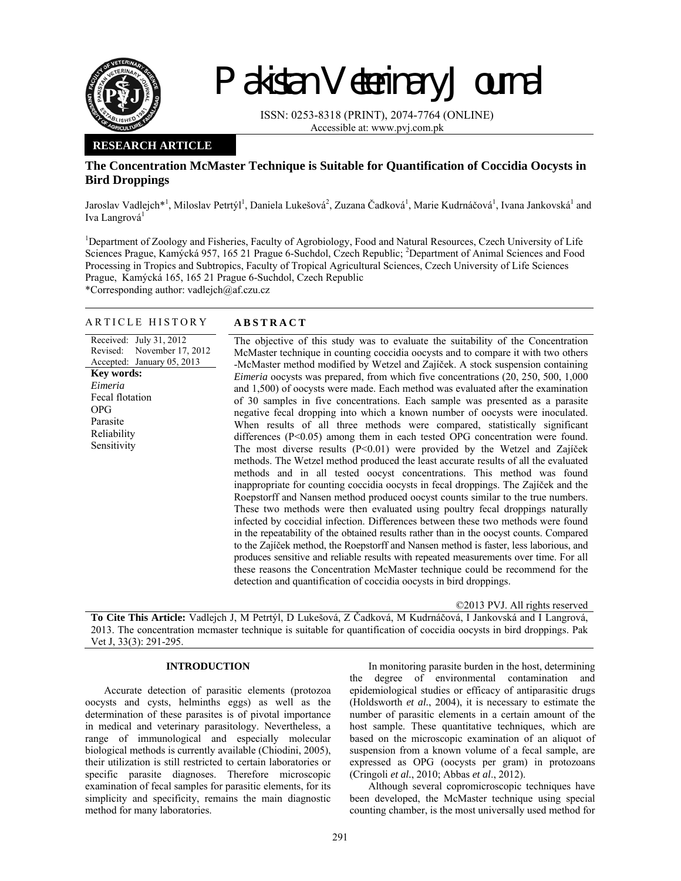# Pakistan Veterinary Journal

ISSN: 0253-8318 (PRINT), 2074-7764 (ONLINE)
Accessible at: www.pvj.com.pk

**RESEARCH ARTICLE**

## The Concentration McMaster Technique is Suitable for Quantification of Coccidia Oocysts in Bird Droppings

Jaroslav Vadlejch*[1], Miloslav Petrtýl[1], Daniela Lukešová[2], Zuzana Čadková[1], Marie Kudrnáčová[1], Ivana Jankovská[1] and Iva Langrová[1]

[1]Department of Zoology and Fisheries, Faculty of Agrobiology, Food and Natural Resources, Czech University of Life Sciences Prague, Kamýcká 957, 165 21 Prague 6-Suchdol, Czech Republic; [2]Department of Animal Sciences and Food Processing in Tropics and Subtropics, Faculty of Tropical Agricultural Sciences, Czech University of Life Sciences Prague, Kamýcká 165, 165 21 Prague 6-Suchdol, Czech Republic

*Corresponding author: vadlejch@af.czu.cz

### ARTICLE HISTORY

Received: July 31, 2012
Revised: November 17, 2012
Accepted: January 05, 2013

**Key words:**
*Eimeria*
Fecal flotation
OPG
Parasite
Reliability
Sensitivity

### ABSTRACT

The objective of this study was to evaluate the suitability of the Concentration McMaster technique in counting coccidia oocysts and to compare it with two others -McMaster method modified by Wetzel and Zajíček. A stock suspension containing *Eimeria* oocysts was prepared, from which five concentrations (20, 250, 500, 1,000 and 1,500) of oocysts were made. Each method was evaluated after the examination of 30 samples in five concentrations. Each sample was presented as a parasite negative fecal dropping into which a known number of oocysts were inoculated. When results of all three methods were compared, statistically significant differences ($P<0.05$) among them in each tested OPG concentration were found. The most diverse results ($P<0.01$) were provided by the Wetzel and Zajíček methods. The Wetzel method produced the least accurate results of all the evaluated methods and in all tested oocyst concentrations. This method was found inappropriate for counting coccidia oocysts in fecal droppings. The Zajíček and the Roepstorff and Nansen method produced oocyst counts similar to the true numbers. These two methods were then evaluated using poultry fecal droppings naturally infected by coccidial infection. Differences between these two methods were found in the repeatability of the obtained results rather than in the oocyst counts. Compared to the Zajíček method, the Roepstorff and Nansen method is faster, less laborious, and produces sensitive and reliable results with repeated measurements over time. For all these reasons the Concentration McMaster technique could be recommend for the detection and quantification of coccidia oocysts in bird droppings.

©2013 PVJ. All rights reserved

**To Cite This Article:** Vadlejch J, M Petrtýl, D Lukešová, Z Čadková, M Kudrnáčová, I Jankovská and I Langrová, 2013. The concentration mcmaster technique is suitable for quantification of coccidia oocysts in bird droppings. Pak Vet J, 33(3): 291-295.

## INTRODUCTION

Accurate detection of parasitic elements (protozoa oocysts and cysts, helminths eggs) as well as the determination of these parasites is of pivotal importance in medical and veterinary parasitology. Nevertheless, a range of immunological and especially molecular biological methods is currently available (Chiodini, 2005), their utilization is still restricted to certain laboratories or specific parasite diagnoses. Therefore microscopic examination of fecal samples for parasitic elements, for its simplicity and specificity, remains the main diagnostic method for many laboratories.

In monitoring parasite burden in the host, determining the degree of environmental contamination and epidemiological studies or efficacy of antiparasitic drugs (Holdsworth *et al.*, 2004), it is necessary to estimate the number of parasitic elements in a certain amount of the host sample. These quantitative techniques, which are based on the microscopic examination of an aliquot of suspension from a known volume of a fecal sample, are expressed as OPG (oocysts per gram) in protozoans (Cringoli *et al.*, 2010; Abbas *et al.*, 2012).

Although several copromicroscopic techniques have been developed, the McMaster technique using special counting chamber, is the most universally used method for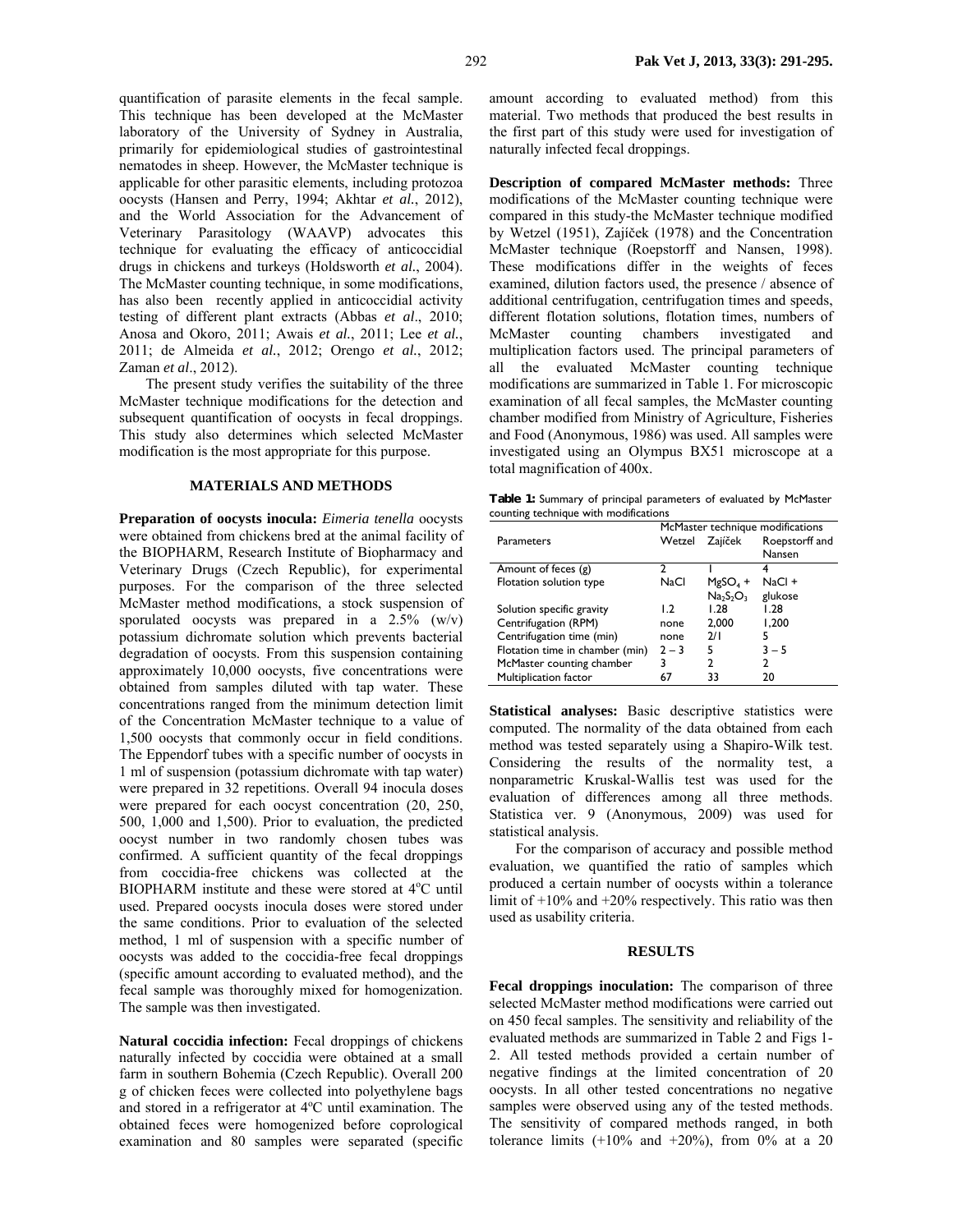quantification of parasite elements in the fecal sample. This technique has been developed at the McMaster laboratory of the University of Sydney in Australia, primarily for epidemiological studies of gastrointestinal nematodes in sheep. However, the McMaster technique is applicable for other parasitic elements, including protozoa oocysts (Hansen and Perry, 1994; Akhtar *et al.*, 2012), and the World Association for the Advancement of Veterinary Parasitology (WAAVP) advocates this technique for evaluating the efficacy of anticoccidial drugs in chickens and turkeys (Holdsworth *et al.*, 2004). The McMaster counting technique, in some modifications, has also been recently applied in anticoccidial activity testing of different plant extracts (Abbas *et al*., 2010; Anosa and Okoro, 2011; Awais *et al.*, 2011; Lee *et al.*, 2011; de Almeida *et al.*, 2012; Orengo *et al.*, 2012; Zaman *et al*., 2012).

The present study verifies the suitability of the three McMaster technique modifications for the detection and subsequent quantification of oocysts in fecal droppings. This study also determines which selected McMaster modification is the most appropriate for this purpose.

## MATERIALS AND METHODS

**Preparation of oocysts inocula:** *Eimeria tenella* oocysts were obtained from chickens bred at the animal facility of the BIOPHARM, Research Institute of Biopharmacy and Veterinary Drugs (Czech Republic), for experimental purposes. For the comparison of the three selected McMaster method modifications, a stock suspension of sporulated oocysts was prepared in a 2.5% (w/v) potassium dichromate solution which prevents bacterial degradation of oocysts. From this suspension containing approximately 10,000 oocysts, five concentrations were obtained from samples diluted with tap water. These concentrations ranged from the minimum detection limit of the Concentration McMaster technique to a value of 1,500 oocysts that commonly occur in field conditions. The Eppendorf tubes with a specific number of oocysts in 1 ml of suspension (potassium dichromate with tap water) were prepared in 32 repetitions. Overall 94 inocula doses were prepared for each oocyst concentration (20, 250, 500, 1,000 and 1,500). Prior to evaluation, the predicted oocyst number in two randomly chosen tubes was confirmed. A sufficient quantity of the fecal droppings from coccidia-free chickens was collected at the BIOPHARM institute and these were stored at 4°C until used. Prepared oocysts inocula doses were stored under the same conditions. Prior to evaluation of the selected method, 1 ml of suspension with a specific number of oocysts was added to the coccidia-free fecal droppings (specific amount according to evaluated method), and the fecal sample was thoroughly mixed for homogenization. The sample was then investigated.

**Natural coccidia infection:** Fecal droppings of chickens naturally infected by coccidia were obtained at a small farm in southern Bohemia (Czech Republic). Overall 200 g of chicken feces were collected into polyethylene bags and stored in a refrigerator at 4°C until examination. The obtained feces were homogenized before coprological examination and 80 samples were separated (specific amount according to evaluated method) from this material. Two methods that produced the best results in the first part of this study were used for investigation of naturally infected fecal droppings.

**Description of compared McMaster methods:** Three modifications of the McMaster counting technique were compared in this study-the McMaster technique modified by Wetzel (1951), Zajíček (1978) and the Concentration McMaster technique (Roepstorff and Nansen, 1998). These modifications differ in the weights of feces examined, dilution factors used, the presence / absence of additional centrifugation, centrifugation times and speeds, different flotation solutions, flotation times, numbers of McMaster counting chambers investigated and multiplication factors used. The principal parameters of all the evaluated McMaster counting technique modifications are summarized in Table 1. For microscopic examination of all fecal samples, the McMaster counting chamber modified from Ministry of Agriculture, Fisheries and Food (Anonymous, 1986) was used. All samples were investigated using an Olympus BX51 microscope at a total magnification of 400x.

**Table 1:** Summary of principal parameters of evaluated by McMaster counting technique with modifications

| Parameters | McMaster technique modifications | | |
|---|---|---|---|
| | Wetzel | Zajíček | Roepstorff and Nansen |
| Amount of feces (g) | 2 | 1 | 4 |
| Flotation solution type | NaCl | $MgSO_4$ + $Na_2S_2O_3$ | NaCl + glukose |
| Solution specific gravity | 1.2 | 1.28 | 1.28 |
| Centrifugation (RPM) | none | 2,000 | 1,200 |
| Centrifugation time (min) | none | 2/1 | 5 |
| Flotation time in chamber (min) | 2 – 3 | 5 | 3 – 5 |
| McMaster counting chamber | 3 | 2 | 2 |
| Multiplication factor | 67 | 33 | 20 |

**Statistical analyses:** Basic descriptive statistics were computed. The normality of the data obtained from each method was tested separately using a Shapiro-Wilk test. Considering the results of the normality test, a nonparametric Kruskal-Wallis test was used for the evaluation of differences among all three methods. Statistica ver. 9 (Anonymous, 2009) was used for statistical analysis.

For the comparison of accuracy and possible method evaluation, we quantified the ratio of samples which produced a certain number of oocysts within a tolerance limit of +10% and +20% respectively. This ratio was then used as usability criteria.

## RESULTS

**Fecal droppings inoculation:** The comparison of three selected McMaster method modifications were carried out on 450 fecal samples. The sensitivity and reliability of the evaluated methods are summarized in Table 2 and Figs 1-2. All tested methods provided a certain number of negative findings at the limited concentration of 20 oocysts. In all other tested concentrations no negative samples were observed using any of the tested methods. The sensitivity of compared methods ranged, in both tolerance limits (+10% and +20%), from 0% at a 20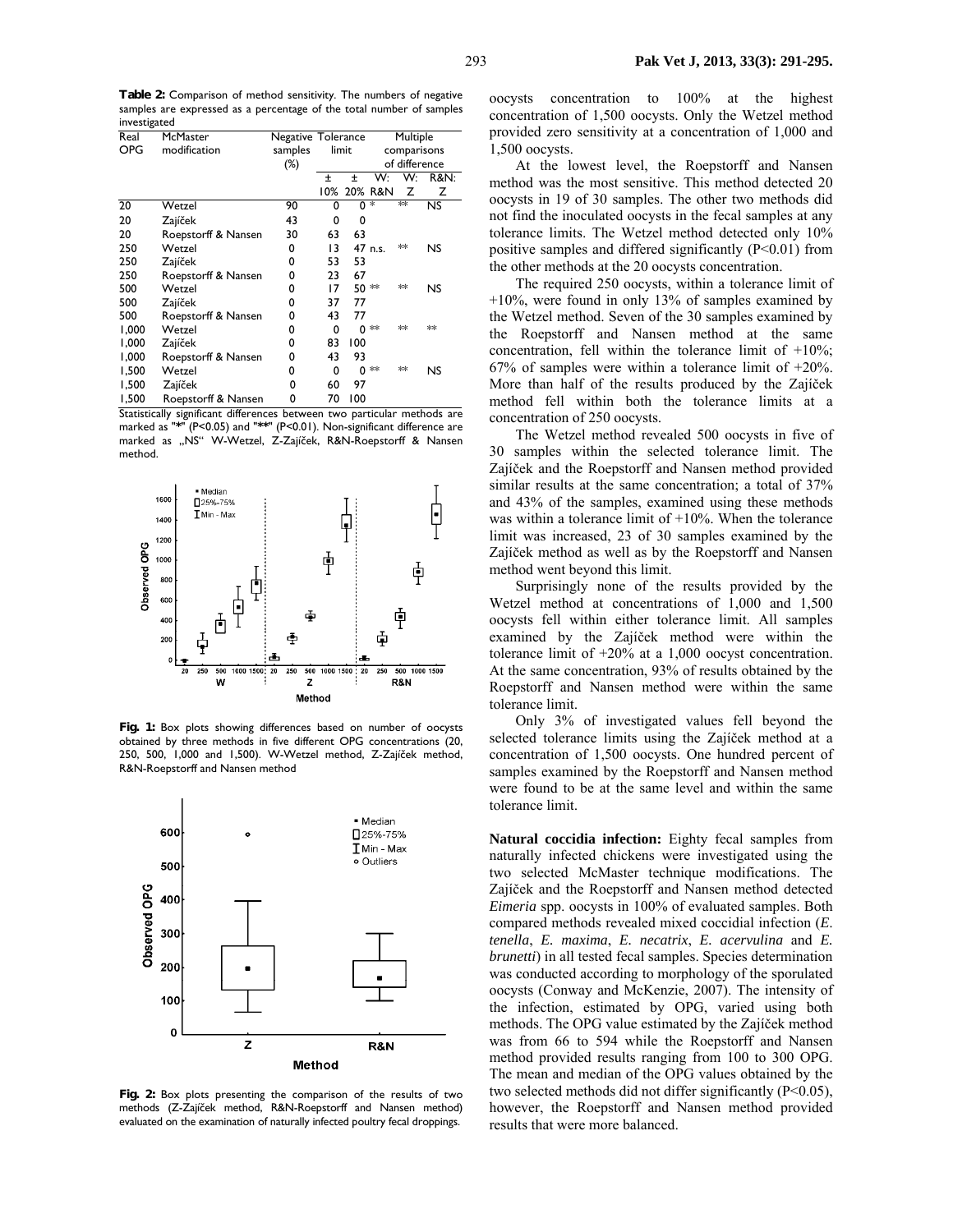**Table 2:** Comparison of method sensitivity. The numbers of negative samples are expressed as a percentage of the total number of samples investigated

| Real OPG | McMaster modification | Negative samples (%) | Tolerance limit | | Multiple comparisons of difference | | |
|---|---|---|---|---|---|---|---|
| | | | ± 10% | ± 20% | W: R&N | W: Z | R&N: Z |
| 20 | Wetzel | 90 | 0 | 0 | * | ** | NS |
| 20 | Zajíček | 43 | 0 | 0 | | | |
| 20 | Roepstorff & Nansen | 30 | 63 | 63 | | | |
| 250 | Wetzel | 0 | 13 | 47 | n.s. | ** | NS |
| 250 | Zajíček | 0 | 53 | 53 | | | |
| 250 | Roepstorff & Nansen | 0 | 23 | 67 | | | |
| 500 | Wetzel | 0 | 17 | 50 | ** | ** | NS |
| 500 | Zajíček | 0 | 37 | 77 | | | |
| 500 | Roepstorff & Nansen | 0 | 43 | 77 | | | |
| 1,000 | Wetzel | 0 | 0 | 0 | ** | ** | ** |
| 1,000 | Zajíček | 0 | 83 | 100 | | | |
| 1,000 | Roepstorff & Nansen | 0 | 43 | 93 | | | |
| 1,500 | Wetzel | 0 | 0 | 0 | ** | ** | NS |
| 1,500 | Zajíček | 0 | 60 | 97 | | | |
| 1,500 | Roepstorff & Nansen | 0 | 70 | 100 | | | |

Statistically significant differences between two particular methods are marked as "*" (P<0.05) and "**" (P<0.01). Non-significant difference are marked as „NS" W-Wetzel, Z-Zajíček, R&N-Roepstorff & Nansen method.

**Fig. 1:** Box plots showing differences based on number of oocysts obtained by three methods in five different OPG concentrations (20, 250, 500, 1,000 and 1,500). W-Wetzel method, Z-Zajíček method, R&N-Roepstorff and Nansen method

**Fig. 2:** Box plots presenting the comparison of the results of two methods (Z-Zajíček method, R&N-Roepstorff and Nansen method) evaluated on the examination of naturally infected poultry fecal droppings.

oocysts concentration to 100% at the highest concentration of 1,500 oocysts. Only the Wetzel method provided zero sensitivity at a concentration of 1,000 and 1,500 oocysts.

At the lowest level, the Roepstorff and Nansen method was the most sensitive. This method detected 20 oocysts in 19 of 30 samples. The other two methods did not find the inoculated oocysts in the fecal samples at any tolerance limits. The Wetzel method detected only 10% positive samples and differed significantly (P<0.01) from the other methods at the 20 oocysts concentration.

The required 250 oocysts, within a tolerance limit of +10%, were found in only 13% of samples examined by the Wetzel method. Seven of the 30 samples examined by the Roepstorff and Nansen method at the same concentration, fell within the tolerance limit of +10%; 67% of samples were within a tolerance limit of +20%. More than half of the results produced by the Zajíček method fell within both the tolerance limits at a concentration of 250 oocysts.

The Wetzel method revealed 500 oocysts in five of 30 samples within the selected tolerance limit. The Zajíček and the Roepstorff and Nansen method provided similar results at the same concentration; a total of 37% and 43% of the samples, examined using these methods was within a tolerance limit of +10%. When the tolerance limit was increased, 23 of 30 samples examined by the Zajíček method as well as by the Roepstorff and Nansen method went beyond this limit.

Surprisingly none of the results provided by the Wetzel method at concentrations of 1,000 and 1,500 oocysts fell within either tolerance limit. All samples examined by the Zajíček method were within the tolerance limit of +20% at a 1,000 oocyst concentration. At the same concentration, 93% of results obtained by the Roepstorff and Nansen method were within the same tolerance limit.

Only 3% of investigated values fell beyond the selected tolerance limits using the Zajíček method at a concentration of 1,500 oocysts. One hundred percent of samples examined by the Roepstorff and Nansen method were found to be at the same level and within the same tolerance limit.

**Natural coccidia infection:** Eighty fecal samples from naturally infected chickens were investigated using the two selected McMaster technique modifications. The Zajíček and the Roepstorff and Nansen method detected *Eimeria* spp. oocysts in 100% of evaluated samples. Both compared methods revealed mixed coccidial infection (*E. tenella*, *E. maxima*, *E. necatrix*, *E. acervulina* and *E. brunetti*) in all tested fecal samples. Species determination was conducted according to morphology of the sporulated oocysts (Conway and McKenzie, 2007). The intensity of the infection, estimated by OPG, varied using both methods. The OPG value estimated by the Zajíček method was from 66 to 594 while the Roepstorff and Nansen method provided results ranging from 100 to 300 OPG. The mean and median of the OPG values obtained by the two selected methods did not differ significantly (P<0.05), however, the Roepstorff and Nansen method provided results that were more balanced.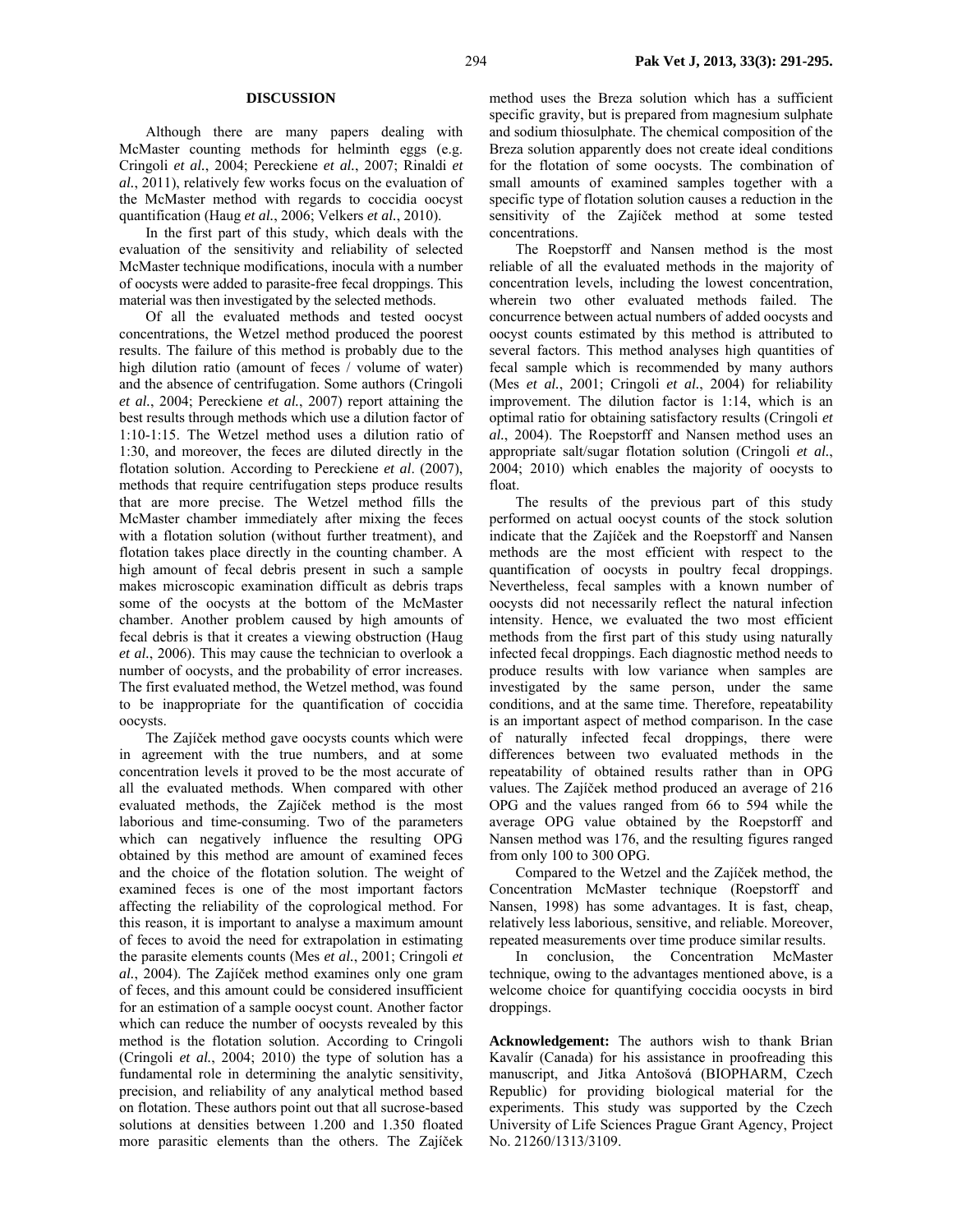## DISCUSSION

Although there are many papers dealing with McMaster counting methods for helminth eggs (e.g. Cringoli *et al.*, 2004; Pereckiene *et al.*, 2007; Rinaldi *et al.*, 2011), relatively few works focus on the evaluation of the McMaster method with regards to coccidia oocyst quantification (Haug *et al.*, 2006; Velkers *et al.*, 2010).

In the first part of this study, which deals with the evaluation of the sensitivity and reliability of selected McMaster technique modifications, inocula with a number of oocysts were added to parasite-free fecal droppings. This material was then investigated by the selected methods.

Of all the evaluated methods and tested oocyst concentrations, the Wetzel method produced the poorest results. The failure of this method is probably due to the high dilution ratio (amount of feces / volume of water) and the absence of centrifugation. Some authors (Cringoli *et al.*, 2004; Pereckiene *et al.*, 2007) report attaining the best results through methods which use a dilution factor of 1:10-1:15. The Wetzel method uses a dilution ratio of 1:30, and moreover, the feces are diluted directly in the flotation solution. According to Pereckiene *et al*. (2007), methods that require centrifugation steps produce results that are more precise. The Wetzel method fills the McMaster chamber immediately after mixing the feces with a flotation solution (without further treatment), and flotation takes place directly in the counting chamber. A high amount of fecal debris present in such a sample makes microscopic examination difficult as debris traps some of the oocysts at the bottom of the McMaster chamber. Another problem caused by high amounts of fecal debris is that it creates a viewing obstruction (Haug *et al.*, 2006). This may cause the technician to overlook a number of oocysts, and the probability of error increases. The first evaluated method, the Wetzel method, was found to be inappropriate for the quantification of coccidia oocysts.

The Zajíček method gave oocysts counts which were in agreement with the true numbers, and at some concentration levels it proved to be the most accurate of all the evaluated methods. When compared with other evaluated methods, the Zajíček method is the most laborious and time-consuming. Two of the parameters which can negatively influence the resulting OPG obtained by this method are amount of examined feces and the choice of the flotation solution. The weight of examined feces is one of the most important factors affecting the reliability of the coprological method. For this reason, it is important to analyse a maximum amount of feces to avoid the need for extrapolation in estimating the parasite elements counts (Mes *et al.*, 2001; Cringoli *et al.*, 2004). The Zajíček method examines only one gram of feces, and this amount could be considered insufficient for an estimation of a sample oocyst count. Another factor which can reduce the number of oocysts revealed by this method is the flotation solution. According to Cringoli (Cringoli *et al.*, 2004; 2010) the type of solution has a fundamental role in determining the analytic sensitivity, precision, and reliability of any analytical method based on flotation. These authors point out that all sucrose-based solutions at densities between 1.200 and 1.350 floated more parasitic elements than the others. The Zajíček method uses the Breza solution which has a sufficient specific gravity, but is prepared from magnesium sulphate and sodium thiosulphate. The chemical composition of the Breza solution apparently does not create ideal conditions for the flotation of some oocysts. The combination of small amounts of examined samples together with a specific type of flotation solution causes a reduction in the sensitivity of the Zajíček method at some tested concentrations.

The Roepstorff and Nansen method is the most reliable of all the evaluated methods in the majority of concentration levels, including the lowest concentration, wherein two other evaluated methods failed. The concurrence between actual numbers of added oocysts and oocyst counts estimated by this method is attributed to several factors. This method analyses high quantities of fecal sample which is recommended by many authors (Mes *et al.*, 2001; Cringoli *et al.*, 2004) for reliability improvement. The dilution factor is 1:14, which is an optimal ratio for obtaining satisfactory results (Cringoli *et al.*, 2004). The Roepstorff and Nansen method uses an appropriate salt/sugar flotation solution (Cringoli *et al.*, 2004; 2010) which enables the majority of oocysts to float.

The results of the previous part of this study performed on actual oocyst counts of the stock solution indicate that the Zajíček and the Roepstorff and Nansen methods are the most efficient with respect to the quantification of oocysts in poultry fecal droppings. Nevertheless, fecal samples with a known number of oocysts did not necessarily reflect the natural infection intensity. Hence, we evaluated the two most efficient methods from the first part of this study using naturally infected fecal droppings. Each diagnostic method needs to produce results with low variance when samples are investigated by the same person, under the same conditions, and at the same time. Therefore, repeatability is an important aspect of method comparison. In the case of naturally infected fecal droppings, there were differences between two evaluated methods in the repeatability of obtained results rather than in OPG values. The Zajíček method produced an average of 216 OPG and the values ranged from 66 to 594 while the average OPG value obtained by the Roepstorff and Nansen method was 176, and the resulting figures ranged from only 100 to 300 OPG.

Compared to the Wetzel and the Zajíček method, the Concentration McMaster technique (Roepstorff and Nansen, 1998) has some advantages. It is fast, cheap, relatively less laborious, sensitive, and reliable. Moreover, repeated measurements over time produce similar results.

In conclusion, the Concentration McMaster technique, owing to the advantages mentioned above, is a welcome choice for quantifying coccidia oocysts in bird droppings.

**Acknowledgement:** The authors wish to thank Brian Kavalír (Canada) for his assistance in proofreading this manuscript, and Jitka Antošová (BIOPHARM, Czech Republic) for providing biological material for the experiments. This study was supported by the Czech University of Life Sciences Prague Grant Agency, Project No. 21260/1313/3109.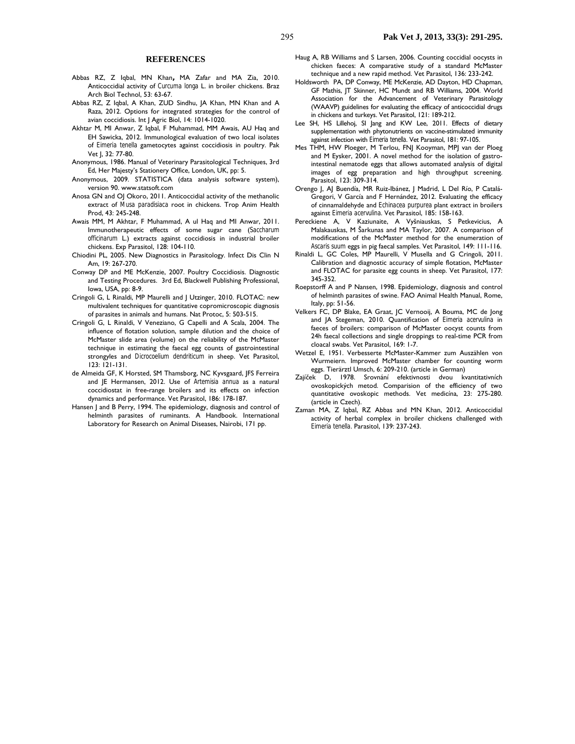## REFERENCES

Abbas RZ, Z Iqbal, MN Khan, MA Zafar and MA Zia, 2010. Anticoccidial activity of *Curcuma longa* L. in broiler chickens. Braz Arch Biol Technol, 53: 63-67.

Abbas RZ, Z Iqbal, A Khan, ZUD Sindhu, JA Khan, MN Khan and A Raza, 2012. Options for integrated strategies for the control of avian coccidiosis. Int J Agric Biol, 14: 1014-1020.

Akhtar M, MI Anwar, Z Iqbal, F Muhammad, MM Awais, AU Haq and EH Sawicka, 2012. Immunological evaluation of two local isolates of *Eimeria tenella* gametocytes against coccidiosis in poultry. Pak Vet J, 32: 77-80.

Anonymous, 1986. Manual of Veterinary Parasitological Techniques, 3rd Ed, Her Majesty's Stationery Office, London, UK, pp: 5.

Anonymous, 2009. STATISTICA (data analysis software system), version 90. www.statsoft.com

Anosa GN and OJ Okoro, 2011. Anticoccidial activity of the methanolic extract of *Musa paradisiaca* root in chickens. Trop Anim Health Prod, 43: 245-248.

Awais MM, M Akhtar, F Muhammad, A ul Haq and MI Anwar, 2011. Immunotherapeutic effects of some sugar cane (*Saccharum officinarum* L.) extracts against coccidiosis in industrial broiler chickens. Exp Parasitol, 128: 104-110.

Chiodini PL, 2005. New Diagnostics in Parasitology. Infect Dis Clin N Am, 19: 267-270.

Conway DP and ME McKenzie, 2007. Poultry Coccidiosis. Diagnostic and Testing Procedures. 3rd Ed, Blackwell Publishing Professional, Iowa, USA, pp: 8-9.

Cringoli G, L Rinaldi, MP Maurelli and J Utzinger, 2010. FLOTAC: new multivalent techniques for quantitative copromicroscopic diagnosis of parasites in animals and humans. Nat Protoc, 5: 503-515.

Cringoli G, L Rinaldi, V Veneziano, G Capelli and A Scala, 2004. The influence of flotation solution, sample dilution and the choice of McMaster slide area (volume) on the reliability of the McMaster technique in estimating the faecal egg counts of gastrointestinal strongyles and *Dicrocoelium dendriticum* in sheep. Vet Parasitol, 123: 121-131.

de Almeida GF, K Horsted, SM Thamsborg, NC Kyvsgaard, JFS Ferreira and JE Hermansen, 2012. Use of *Artemisia annua* as a natural coccidiostat in free-range broilers and its effects on infection dynamics and performance. Vet Parasitol, 186: 178-187.

Hansen J and B Perry, 1994. The epidemiology, diagnosis and control of helminth parasites of ruminants. A Handbook. International Laboratory for Research on Animal Diseases, Nairobi, 171 pp.

Haug A, RB Williams and S Larsen, 2006. Counting coccidial oocysts in chicken faeces: A comparative study of a standard McMaster technique and a new rapid method. Vet Parasitol, 136: 233-242.

Holdsworth PA, DP Conway, ME McKenzie, AD Dayton, HD Chapman, GF Mathis, JT Skinner, HC Mundt and RB Williams, 2004. World Association for the Advancement of Veterinary Parasitology (WAAVP) guidelines for evaluating the efficacy of anticoccidial drugs in chickens and turkeys. Vet Parasitol, 121: 189-212.

Lee SH, HS Lillehoj, SI Jang and KW Lee, 2011. Effects of dietary supplementation with phytonutrients on vaccine-stimulated immunity against infection with *Eimeria tenella*. Vet Parasitol, 181: 97-105.

Mes THM, HW Ploeger, M Terlou, FNJ Kooyman, MPJ van der Ploeg and M Eysker, 2001. A novel method for the isolation of gastro-intestinal nematode eggs that allows automated analysis of digital images of egg preparation and high throughput screening. Parasitol, 123: 309-314.

Orengo J, AJ Buendía, MR Ruiz-Ibánez, J Madrid, L Del Río, P Catalá-Gregori, V García and F Hernández, 2012. Evaluating the efficacy of cinnamaldehyde and *Echinacea purpurea* plant extract in broilers against *Eimeria acervulina*. Vet Parasitol, 185: 158-163.

Pereckiene A, V Kaziunaite, A Vyšniauskas, S Petkevicius, A Malakauskas, M Šarkunas and MA Taylor, 2007. A comparison of modifications of the McMaster method for the enumeration of *Ascaris suum* eggs in pig faecal samples. Vet Parasitol, 149: 111-116.

Rinaldi L, GC Coles, MP Maurelli, V Musella and G Cringoli, 2011. Calibration and diagnostic accuracy of simple flotation, McMaster and FLOTAC for parasite egg counts in sheep. Vet Parasitol, 177: 345-352.

Roepstorff A and P Nansen, 1998. Epidemiology, diagnosis and control of helminth parasites of swine. FAO Animal Health Manual, Rome, Italy, pp: 51-56.

Velkers FC, DP Blake, EA Graat, JC Vernooij, A Bouma, MC de Jong and JA Stegeman, 2010. Quantification of *Eimeria acervulina* in faeces of broilers: comparison of McMaster oocyst counts from 24h faecal collections and single droppings to real-time PCR from cloacal swabs. Vet Parasitol, 169: 1-7.

Wetzel E, 1951. Verbesserte McMaster-Kammer zum Auszählen von Wurmeiern. Improved McMaster chamber for counting worm eggs. Tierärztl Umsch, 6: 209-210. (article in German)

Zajíček D, 1978. Srovnání efektivnosti dvou kvantitativních ovoskopických metod. Comparision of the efficiency of two quantitative ovoskopic methods. Vet medicína, 23: 275-280. (article in Czech).

Zaman MA, Z Iqbal, RZ Abbas and MN Khan, 2012. Anticoccidial activity of herbal complex in broiler chickens challenged with *Eimeria tenella*. Parasitol, 139: 237-243.